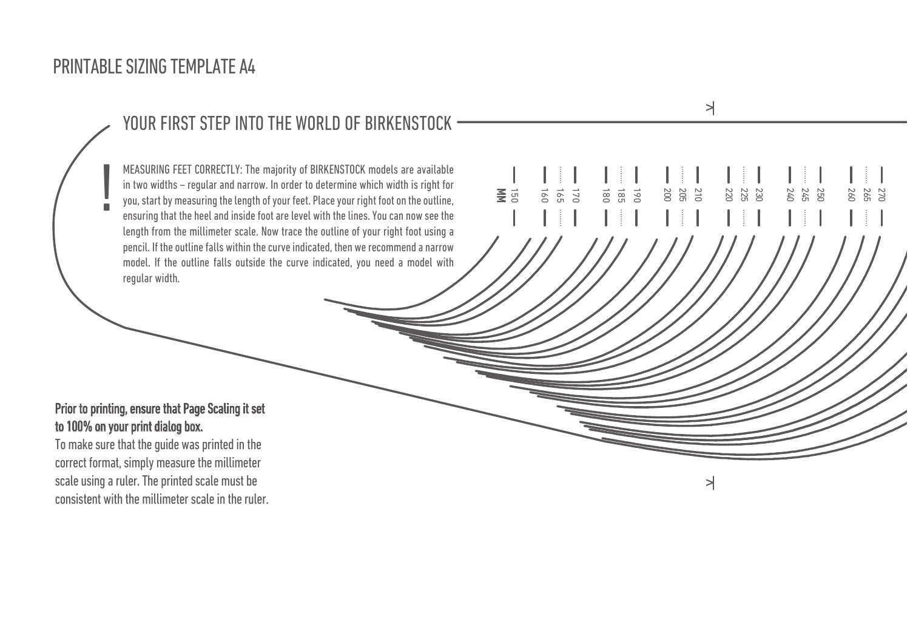# PRINTABLE SIZING TEMPLATE A4

## YOUR FIRST STEP INTO THE WORLD OF BIRKENSTOCK

!

MEASURING FEET CORRECTLY: The majority of BIRKENSTOCK models are available in two widths – regular and narrow. In order to determine which width is right for you, start by measuring the length of your feet. Place your right foot on the outline, ensuring that the heel and inside foot are level with the lines. You can now see the length from the millimeter scale. Now trace the outline of your right foot using a pencil. If the outline falls within the curve indicated, then we recommend a narrow model. If the outline falls outside the curve indicated, you need a model with regular width.

MM 150 160 165 170 180 185 190 200 205 210 220 225 230 240 245 250 260 265 270

**Prior to printing, ensure that Page Scaling it set to 100% on your print dialog box.**

To make sure that the guide was printed in the correct format, simply measure the millimeter scale using a ruler. The printed scale must be consistent with the millimeter scale in the ruler.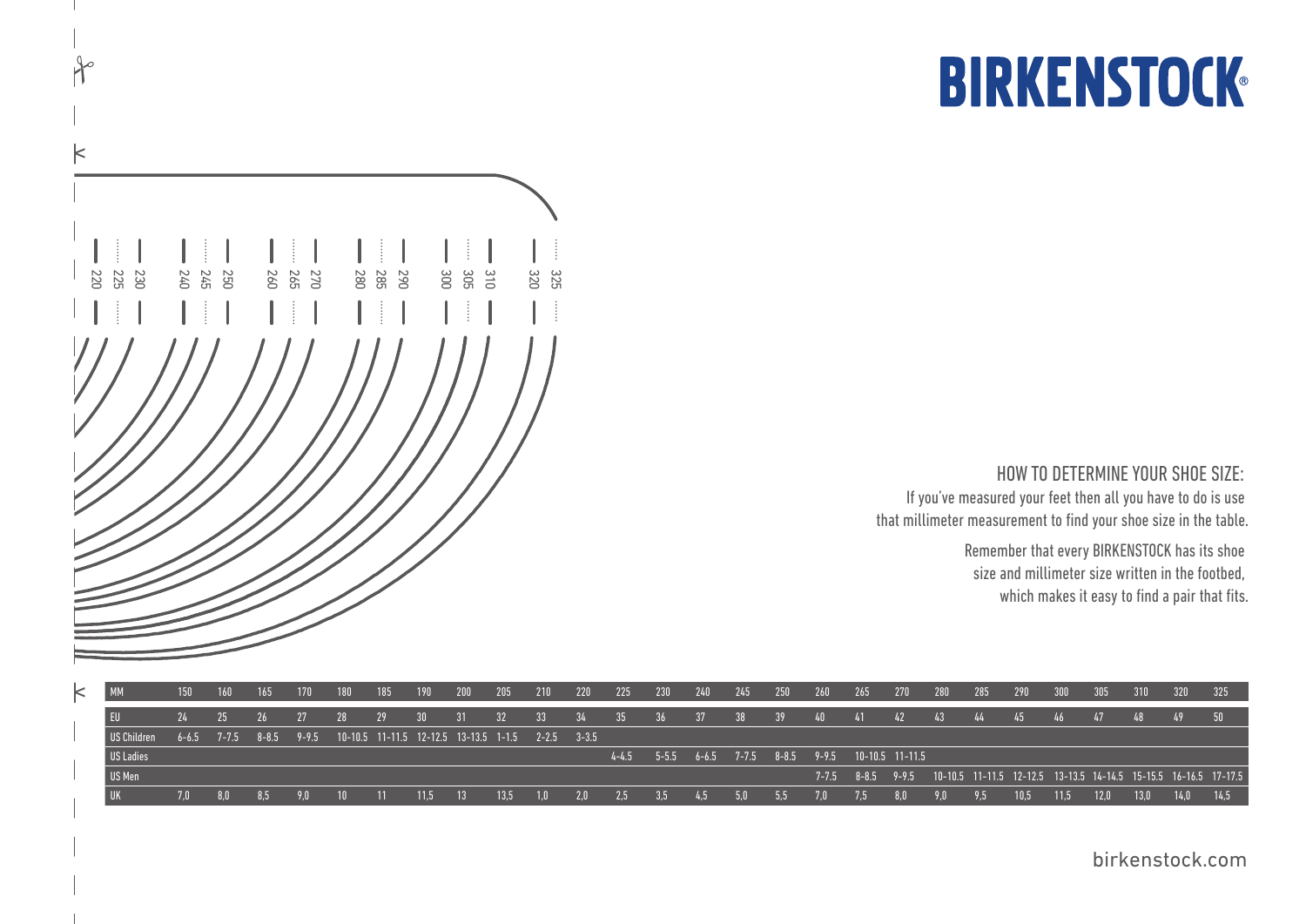# BIRKENSTOCK®

220 225 230 240 245 250 260 265 270 280 285 290 300 305 310 320 325

## HOW TO DETERMINE YOUR SHOE SIZE:

If you've measured your feet then all you have to do is use that millimeter measurement to find your shoe size in the table.

Remember that every BIRKENSTOCK has its shoe size and millimeter size written in the footbed, which makes it easy to find a pair that fits.

| MM | 150 | 160 | 165 | 170 | 180 | 185 | 190 | 200 | 205 | 210 | 220 | 225 | 230 | 240 | 245 | 250 | 260 | 265 | 270 | 280 | 285 | 290 | 300 | 305 | 310 | 320 | 325 |
|---|---|---|---|---|---|---|---|---|---|---|---|---|---|---|---|---|---|---|---|---|---|---|---|---|---|---|---|
| EU | 24 | 25 | 26 | 27 | 28 | 29 | 30 | 31 | 32 | 33 | 34 | 35 | 36 | 37 | 38 | 39 | 40 | 41 | 42 | 43 | 44 | 45 | 46 | 47 | 48 | 49 | 50 |
| US Children | 6-6.5 | 7-7.5 | 8-8.5 | 9-9.5 | 10-10.5 | 11-11.5 | 12-12.5 | 13-13.5 | 1-1.5 | 2-2.5 | 3-3.5 | | | | | | | | | | | | | | | | |
| US Ladies | | | | | | | | | | | | 4-4.5 | 5-5.5 | 6-6.5 | 7-7.5 | 8-8.5 | 9-9.5 | 10-10.5 | 11-11.5 | | | | | | | | |
| US Men | | | | | | | | | | | | | | | | | 7-7.5 | 8-8.5 | 9-9.5 | 10-10.5 | 11-11.5 | 12-12.5 | 13-13.5 | 14-14.5 | 15-15.5 | 16-16.5 | 17-17.5 |
| UK | 7,0 | 8,0 | 8,5 | 9,0 | 10 | 11 | 11,5 | 13 | 13,5 | 1,0 | 2,0 | 2,5 | 3,5 | 4,5 | 5,0 | 5,5 | 7,0 | 7,5 | 8,0 | 9,0 | 9,5 | 10,5 | 11,5 | 12,0 | 13,0 | 14,0 | 14,5 |

birkenstock.com